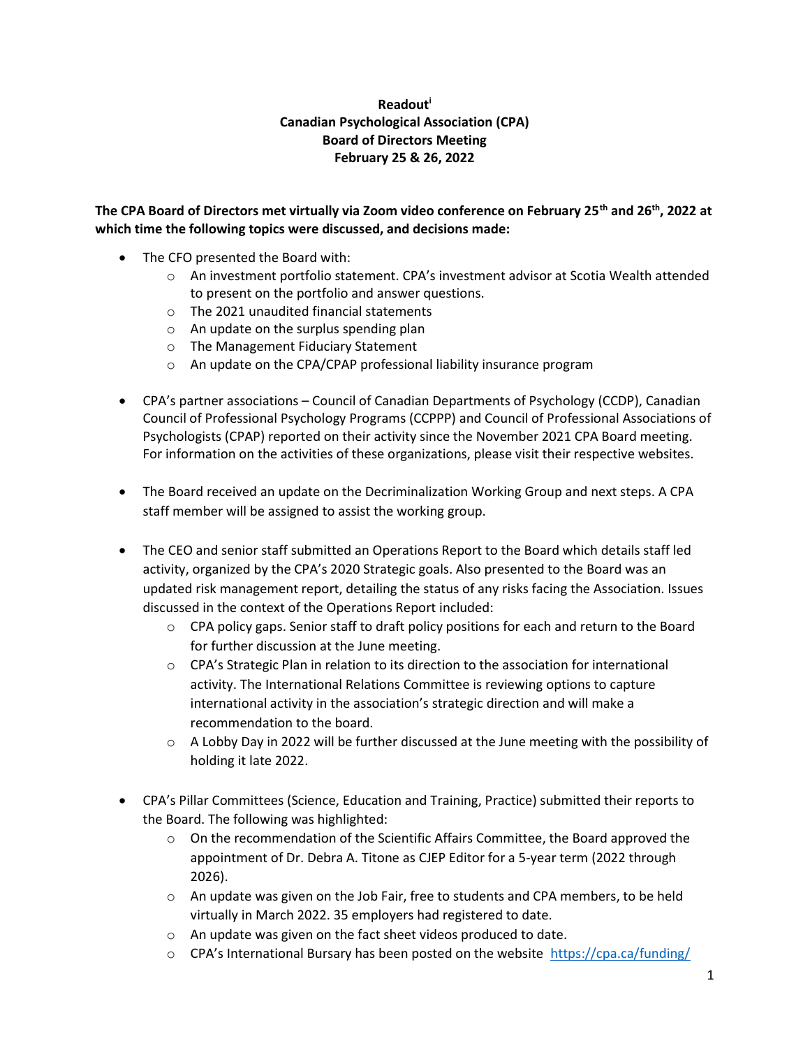**Readout[i]**
**Canadian Psychological Association (CPA)**
**Board of Directors Meeting**
**February 25 & 26, 2022**

**The CPA Board of Directors met virtually via Zoom video conference on February 25th and 26th, 2022 at which time the following topics were discussed, and decisions made:**

- The CFO presented the Board with:
  - An investment portfolio statement. CPA's investment advisor at Scotia Wealth attended to present on the portfolio and answer questions.
  - The 2021 unaudited financial statements
  - An update on the surplus spending plan
  - The Management Fiduciary Statement
  - An update on the CPA/CPAP professional liability insurance program

- CPA's partner associations – Council of Canadian Departments of Psychology (CCDP), Canadian Council of Professional Psychology Programs (CCPPP) and Council of Professional Associations of Psychologists (CPAP) reported on their activity since the November 2021 CPA Board meeting. For information on the activities of these organizations, please visit their respective websites.

- The Board received an update on the Decriminalization Working Group and next steps. A CPA staff member will be assigned to assist the working group.

- The CEO and senior staff submitted an Operations Report to the Board which details staff led activity, organized by the CPA's 2020 Strategic goals. Also presented to the Board was an updated risk management report, detailing the status of any risks facing the Association. Issues discussed in the context of the Operations Report included:
  - CPA policy gaps. Senior staff to draft policy positions for each and return to the Board for further discussion at the June meeting.
  - CPA's Strategic Plan in relation to its direction to the association for international activity. The International Relations Committee is reviewing options to capture international activity in the association's strategic direction and will make a recommendation to the board.
  - A Lobby Day in 2022 will be further discussed at the June meeting with the possibility of holding it late 2022.

- CPA's Pillar Committees (Science, Education and Training, Practice) submitted their reports to the Board. The following was highlighted:
  - On the recommendation of the Scientific Affairs Committee, the Board approved the appointment of Dr. Debra A. Titone as CJEP Editor for a 5-year term (2022 through 2026).
  - An update was given on the Job Fair, free to students and CPA members, to be held virtually in March 2022. 35 employers had registered to date.
  - An update was given on the fact sheet videos produced to date.
  - CPA's International Bursary has been posted on the website https://cpa.ca/funding/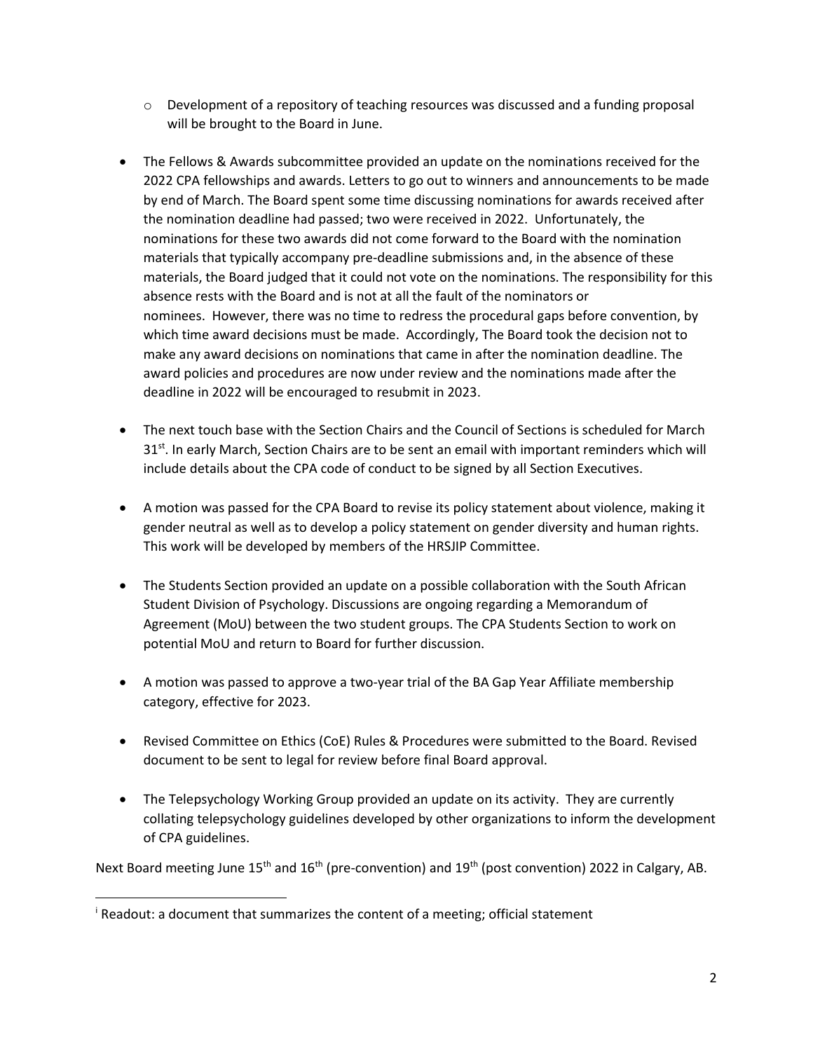- Development of a repository of teaching resources was discussed and a funding proposal will be brought to the Board in June.

- The Fellows & Awards subcommittee provided an update on the nominations received for the 2022 CPA fellowships and awards. Letters to go out to winners and announcements to be made by end of March. The Board spent some time discussing nominations for awards received after the nomination deadline had passed; two were received in 2022. Unfortunately, the nominations for these two awards did not come forward to the Board with the nomination materials that typically accompany pre-deadline submissions and, in the absence of these materials, the Board judged that it could not vote on the nominations. The responsibility for this absence rests with the Board and is not at all the fault of the nominators or nominees. However, there was no time to redress the procedural gaps before convention, by which time award decisions must be made. Accordingly, The Board took the decision not to make any award decisions on nominations that came in after the nomination deadline. The award policies and procedures are now under review and the nominations made after the deadline in 2022 will be encouraged to resubmit in 2023.

- The next touch base with the Section Chairs and the Council of Sections is scheduled for March 31st. In early March, Section Chairs are to be sent an email with important reminders which will include details about the CPA code of conduct to be signed by all Section Executives.

- A motion was passed for the CPA Board to revise its policy statement about violence, making it gender neutral as well as to develop a policy statement on gender diversity and human rights. This work will be developed by members of the HRSJIP Committee.

- The Students Section provided an update on a possible collaboration with the South African Student Division of Psychology. Discussions are ongoing regarding a Memorandum of Agreement (MoU) between the two student groups. The CPA Students Section to work on potential MoU and return to Board for further discussion.

- A motion was passed to approve a two-year trial of the BA Gap Year Affiliate membership category, effective for 2023.

- Revised Committee on Ethics (CoE) Rules & Procedures were submitted to the Board. Revised document to be sent to legal for review before final Board approval.

- The Telepsychology Working Group provided an update on its activity. They are currently collating telepsychology guidelines developed by other organizations to inform the development of CPA guidelines.

Next Board meeting June 15th and 16th (pre-convention) and 19th (post convention) 2022 in Calgary, AB.

[i] Readout: a document that summarizes the content of a meeting; official statement